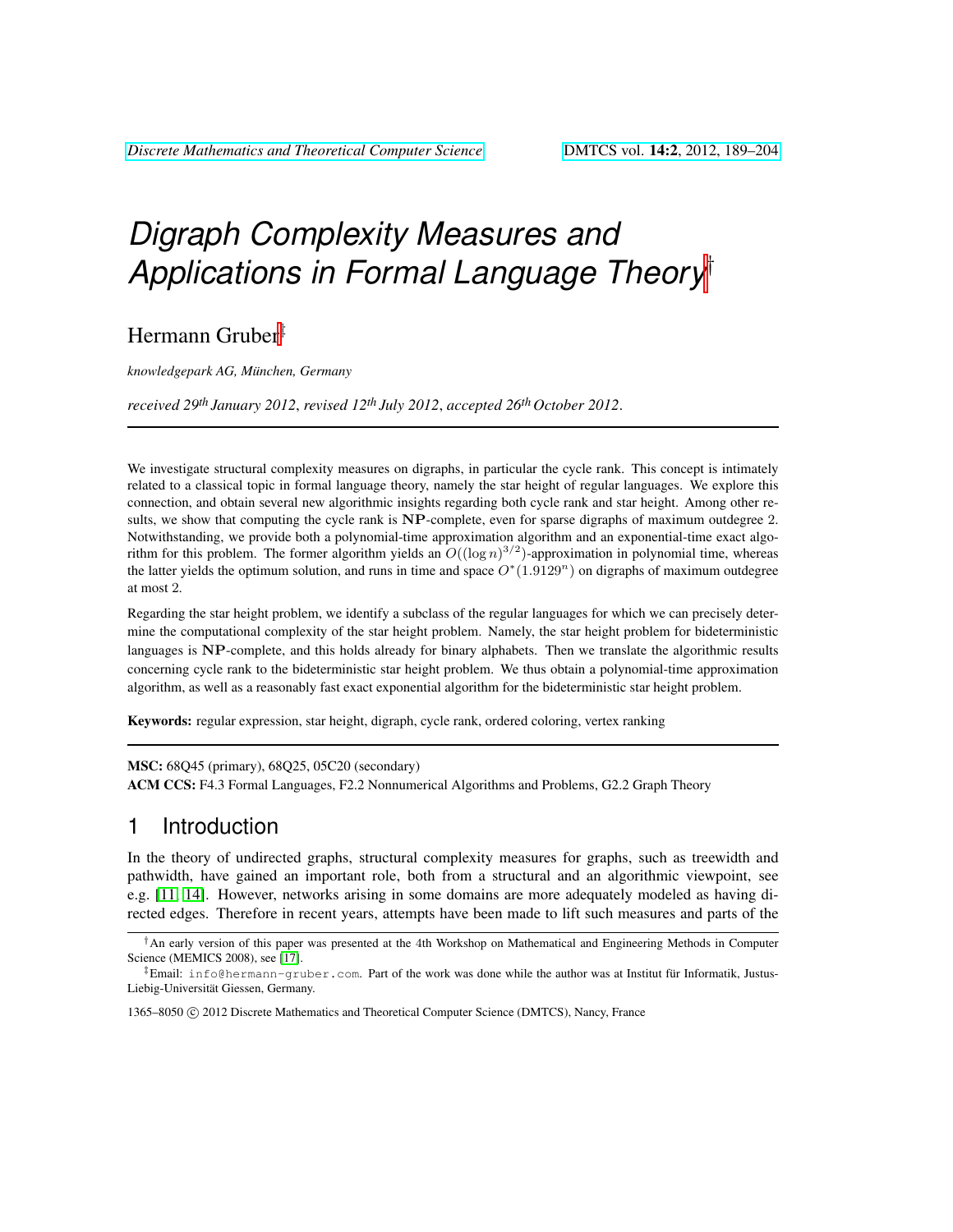# Digraph Complexity Measures and Applications in Formal Language Theory[†]

Hermann Gruber[‡]

*knowledgepark AG, München, Germany*

*received 29th January 2012, revised 12th July 2012, accepted 26th October 2012.*

---

We investigate structural complexity measures on digraphs, in particular the cycle rank. This concept is intimately related to a classical topic in formal language theory, namely the star height of regular languages. We explore this connection, and obtain several new algorithmic insights regarding both cycle rank and star height. Among other results, we show that computing the cycle rank is $\mathbf{NP}$-complete, even for sparse digraphs of maximum outdegree 2. Notwithstanding, we provide both a polynomial-time approximation algorithm and an exponential-time exact algorithm for this problem. The former algorithm yields an $O((\log n)^{3/2})$-approximation in polynomial time, whereas the latter yields the optimum solution, and runs in time and space $O^*(1.9129^n)$ on digraphs of maximum outdegree at most 2.

Regarding the star height problem, we identify a subclass of the regular languages for which we can precisely determine the computational complexity of the star height problem. Namely, the star height problem for bideterministic languages is $\mathbf{NP}$-complete, and this holds already for binary alphabets. Then we translate the algorithmic results concerning cycle rank to the bideterministic star height problem. We thus obtain a polynomial-time approximation algorithm, as well as a reasonably fast exact exponential algorithm for the bideterministic star height problem.

**Keywords:** regular expression, star height, digraph, cycle rank, ordered coloring, vertex ranking

---

**MSC:** 68Q45 (primary), 68Q25, 05C20 (secondary)
**ACM CCS:** F4.3 Formal Languages, F2.2 Nonnumerical Algorithms and Problems, G2.2 Graph Theory

## 1 Introduction

In the theory of undirected graphs, structural complexity measures for graphs, such as treewidth and pathwidth, have gained an important role, both from a structural and an algorithmic viewpoint, see e.g. [11, 14]. However, networks arising in some domains are more adequately modeled as having directed edges. Therefore in recent years, attempts have been made to lift such measures and parts of the

---

[†] An early version of this paper was presented at the 4th Workshop on Mathematical and Engineering Methods in Computer Science (MEMICS 2008), see [17].

[‡] Email: info@hermann-gruber.com. Part of the work was done while the author was at Institut für Informatik, Justus-Liebig-Universität Giessen, Germany.

1365–8050 © 2012 Discrete Mathematics and Theoretical Computer Science (DMTCS), Nancy, France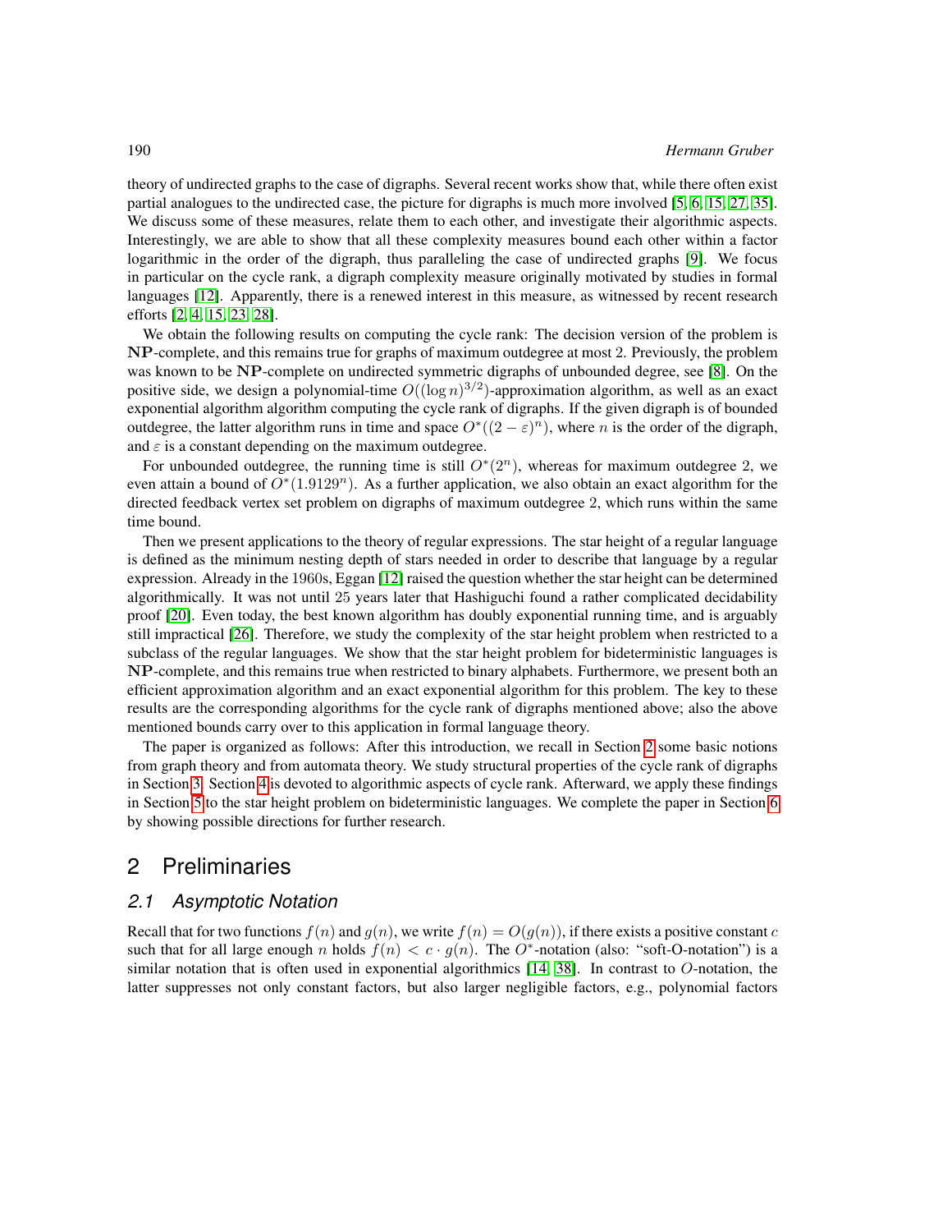theory of undirected graphs to the case of digraphs. Several recent works show that, while there often exist partial analogues to the undirected case, the picture for digraphs is much more involved [5, 6, 15, 27, 35]. We discuss some of these measures, relate them to each other, and investigate their algorithmic aspects. Interestingly, we are able to show that all these complexity measures bound each other within a factor logarithmic in the order of the digraph, thus paralleling the case of undirected graphs [9]. We focus in particular on the cycle rank, a digraph complexity measure originally motivated by studies in formal languages [12]. Apparently, there is a renewed interest in this measure, as witnessed by recent research efforts [2, 4, 15, 23, 28].

We obtain the following results on computing the cycle rank: The decision version of the problem is $\mathbf{NP}$-complete, and this remains true for graphs of maximum outdegree at most 2. Previously, the problem was known to be $\mathbf{NP}$-complete on undirected symmetric digraphs of unbounded degree, see [8]. On the positive side, we design a polynomial-time $O((\log n)^{3/2})$-approximation algorithm, as well as an exact exponential algorithm algorithm computing the cycle rank of digraphs. If the given digraph is of bounded outdegree, the latter algorithm runs in time and space $O^*((2-\varepsilon)^n)$, where $n$ is the order of the digraph, and $\varepsilon$ is a constant depending on the maximum outdegree.

For unbounded outdegree, the running time is still $O^*(2^n)$, whereas for maximum outdegree 2, we even attain a bound of $O^*(1.9129^n)$. As a further application, we also obtain an exact algorithm for the directed feedback vertex set problem on digraphs of maximum outdegree 2, which runs within the same time bound.

Then we present applications to the theory of regular expressions. The star height of a regular language is defined as the minimum nesting depth of stars needed in order to describe that language by a regular expression. Already in the 1960s, Eggan [12] raised the question whether the star height can be determined algorithmically. It was not until 25 years later that Hashiguchi found a rather complicated decidability proof [20]. Even today, the best known algorithm has doubly exponential running time, and is arguably still impractical [26]. Therefore, we study the complexity of the star height problem when restricted to a subclass of the regular languages. We show that the star height problem for bideterministic languages is $\mathbf{NP}$-complete, and this remains true when restricted to binary alphabets. Furthermore, we present both an efficient approximation algorithm and an exact exponential algorithm for this problem. The key to these results are the corresponding algorithms for the cycle rank of digraphs mentioned above; also the above mentioned bounds carry over to this application in formal language theory.

The paper is organized as follows: After this introduction, we recall in Section 2 some basic notions from graph theory and from automata theory. We study structural properties of the cycle rank of digraphs in Section 3. Section 4 is devoted to algorithmic aspects of cycle rank. Afterward, we apply these findings in Section 5 to the star height problem on bideterministic languages. We complete the paper in Section 6 by showing possible directions for further research.

## 2 Preliminaries

### 2.1 Asymptotic Notation

Recall that for two functions $f(n)$ and $g(n)$, we write $f(n) = O(g(n))$, if there exists a positive constant $c$ such that for all large enough $n$ holds $f(n) < c \cdot g(n)$. The $O^*$-notation (also: "soft-O-notation") is a similar notation that is often used in exponential algorithmics [14, 38]. In contrast to $O$-notation, the latter suppresses not only constant factors, but also larger negligible factors, e.g., polynomial factors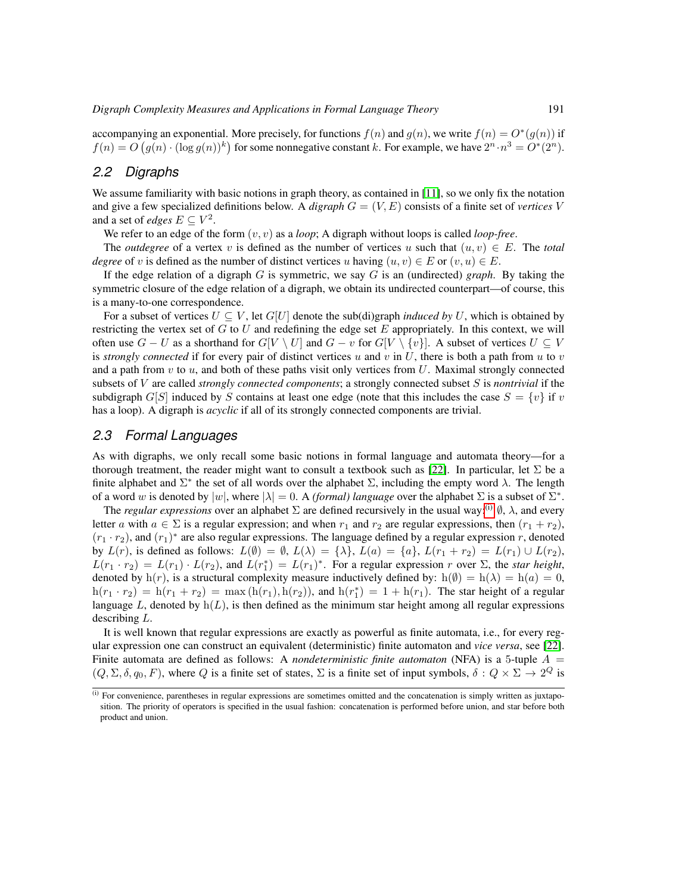accompanying an exponential. More precisely, for functions $f(n)$ and $g(n)$, we write $f(n) = O^*(g(n))$ if $f(n) = O\left(g(n) \cdot (\log g(n))^k\right)$ for some nonnegative constant $k$. For example, we have $2^n \cdot n^3 = O^*(2^n)$.

## 2.2 Digraphs

We assume familiarity with basic notions in graph theory, as contained in [11], so we only fix the notation and give a few specialized definitions below. A *digraph* $G = (V, E)$ consists of a finite set of *vertices* $V$ and a set of *edges* $E \subseteq V^2$.

We refer to an edge of the form $(v, v)$ as a *loop*; A digraph without loops is called *loop-free*.

The *outdegree* of a vertex $v$ is defined as the number of vertices $u$ such that $(u, v) \in E$. The *total degree* of $v$ is defined as the number of distinct vertices $u$ having $(u, v) \in E$ or $(v, u) \in E$.

If the edge relation of a digraph $G$ is symmetric, we say $G$ is an (undirected) *graph*. By taking the symmetric closure of the edge relation of a digraph, we obtain its undirected counterpart—of course, this is a many-to-one correspondence.

For a subset of vertices $U \subseteq V$, let $G[U]$ denote the sub(di)graph *induced by* $U$, which is obtained by restricting the vertex set of $G$ to $U$ and redefining the edge set $E$ appropriately. In this context, we will often use $G - U$ as a shorthand for $G[V \setminus U]$ and $G - v$ for $G[V \setminus \{v\}]$. A subset of vertices $U \subseteq V$ is *strongly connected* if for every pair of distinct vertices $u$ and $v$ in $U$, there is both a path from $u$ to $v$ and a path from $v$ to $u$, and both of these paths visit only vertices from $U$. Maximal strongly connected subsets of $V$ are called *strongly connected components*; a strongly connected subset $S$ is *nontrivial* if the subdigraph $G[S]$ induced by $S$ contains at least one edge (note that this includes the case $S = \{v\}$ if $v$ has a loop). A digraph is *acyclic* if all of its strongly connected components are trivial.

## 2.3 Formal Languages

As with digraphs, we only recall some basic notions in formal language and automata theory—for a thorough treatment, the reader might want to consult a textbook such as [22]. In particular, let $\Sigma$ be a finite alphabet and $\Sigma^*$ the set of all words over the alphabet $\Sigma$, including the empty word $\lambda$. The length of a word $w$ is denoted by $|w|$, where $|\lambda| = 0$. A *(formal) language* over the alphabet $\Sigma$ is a subset of $\Sigma^*$.

The *regular expressions* over an alphabet $\Sigma$ are defined recursively in the usual way:[(i)] $\emptyset$, $\lambda$, and every letter $a$ with $a \in \Sigma$ is a regular expression; and when $r_1$ and $r_2$ are regular expressions, then $(r_1 + r_2)$, $(r_1 \cdot r_2)$, and $(r_1)^*$ are also regular expressions. The language defined by a regular expression $r$, denoted by $L(r)$, is defined as follows: $L(\emptyset) = \emptyset$, $L(\lambda) = \{\lambda\}$, $L(a) = \{a\}$, $L(r_1 + r_2) = L(r_1) \cup L(r_2)$, $L(r_1 \cdot r_2) = L(r_1) \cdot L(r_2)$, and $L(r_1^*) = L(r_1)^*$. For a regular expression $r$ over $\Sigma$, the *star height*, denoted by $\mathrm{h}(r)$, is a structural complexity measure inductively defined by: $\mathrm{h}(\emptyset) = \mathrm{h}(\lambda) = \mathrm{h}(a) = 0$, $\mathrm{h}(r_1 \cdot r_2) = \mathrm{h}(r_1 + r_2) = \max(\mathrm{h}(r_1), \mathrm{h}(r_2))$, and $\mathrm{h}(r_1^*) = 1 + \mathrm{h}(r_1)$. The star height of a regular language $L$, denoted by $\mathrm{h}(L)$, is then defined as the minimum star height among all regular expressions describing $L$.

It is well known that regular expressions are exactly as powerful as finite automata, i.e., for every regular expression one can construct an equivalent (deterministic) finite automaton and *vice versa*, see [22]. Finite automata are defined as follows: A *nondeterministic finite automaton* (NFA) is a 5-tuple $A = (Q, \Sigma, \delta, q_0, F)$, where $Q$ is a finite set of states, $\Sigma$ is a finite set of input symbols, $\delta : Q \times \Sigma \to 2^Q$ is

[(i)] For convenience, parentheses in regular expressions are sometimes omitted and the concatenation is simply written as juxtaposition. The priority of operators is specified in the usual fashion: concatenation is performed before union, and star before both product and union.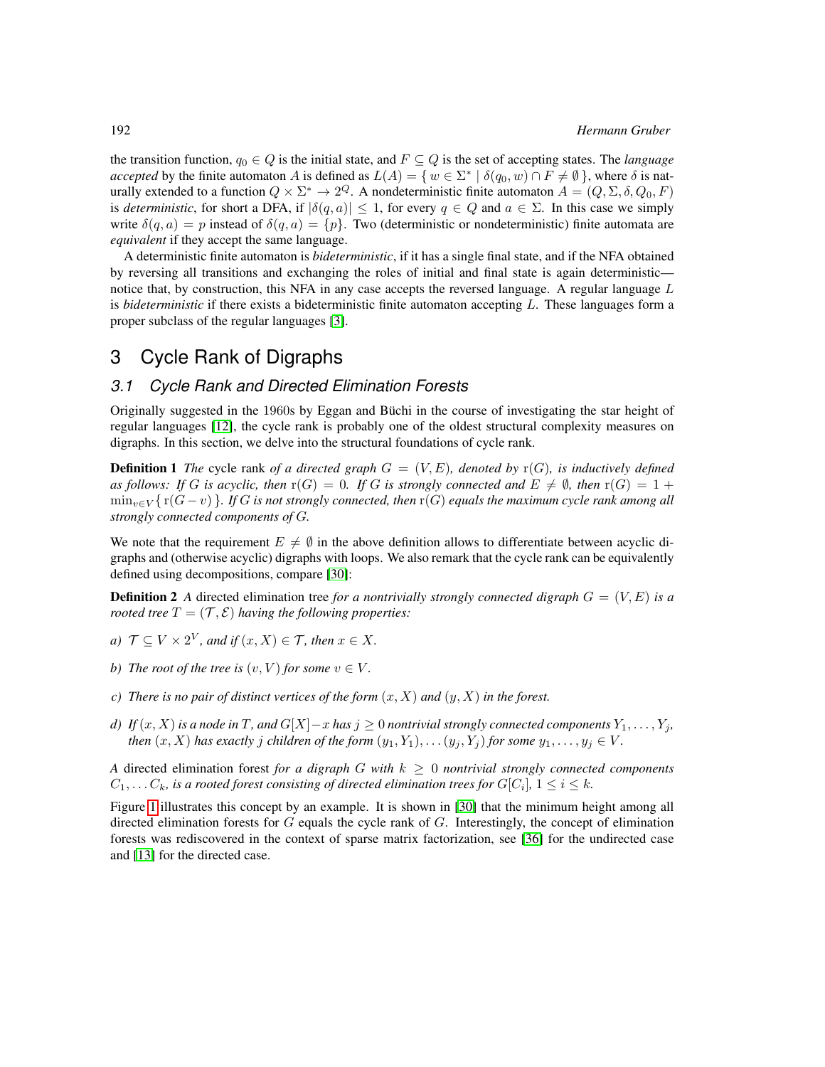the transition function, $q_0 \in Q$ is the initial state, and $F \subseteq Q$ is the set of accepting states. The *language accepted* by the finite automaton $A$ is defined as $L(A) = \{ w \in \Sigma^* \mid \delta(q_0, w) \cap F \neq \emptyset \}$, where $\delta$ is naturally extended to a function $Q \times \Sigma^* \to 2^Q$. A nondeterministic finite automaton $A = (Q, \Sigma, \delta, Q_0, F)$ is *deterministic*, for short a DFA, if $|\delta(q, a)| \leq 1$, for every $q \in Q$ and $a \in \Sigma$. In this case we simply write $\delta(q, a) = p$ instead of $\delta(q, a) = \{p\}$. Two (deterministic or nondeterministic) finite automata are *equivalent* if they accept the same language.

A deterministic finite automaton is *bideterministic*, if it has a single final state, and if the NFA obtained by reversing all transitions and exchanging the roles of initial and final state is again deterministic—notice that, by construction, this NFA in any case accepts the reversed language. A regular language $L$ is *bideterministic* if there exists a bideterministic finite automaton accepting $L$. These languages form a proper subclass of the regular languages [3].

# 3 Cycle Rank of Digraphs

## 3.1 Cycle Rank and Directed Elimination Forests

Originally suggested in the 1960s by Eggan and Büchi in the course of investigating the star height of regular languages [12], the cycle rank is probably one of the oldest structural complexity measures on digraphs. In this section, we delve into the structural foundations of cycle rank.

**Definition 1** *The* cycle rank *of a directed graph $G = (V, E)$, denoted by $\mathrm{r}(G)$, is inductively defined as follows: If $G$ is acyclic, then $\mathrm{r}(G) = 0$. If $G$ is strongly connected and $E \neq \emptyset$, then $\mathrm{r}(G) = 1 + \min_{v \in V}\{ \mathrm{r}(G - v) \}$. If $G$ is not strongly connected, then $\mathrm{r}(G)$ equals the maximum cycle rank among all strongly connected components of $G$.*

We note that the requirement $E \neq \emptyset$ in the above definition allows to differentiate between acyclic digraphs and (otherwise acyclic) digraphs with loops. We also remark that the cycle rank can be equivalently defined using decompositions, compare [30]:

**Definition 2** *A* directed elimination tree *for a nontrivially strongly connected digraph $G = (V, E)$ is a rooted tree $T = (\mathcal{T}, \mathcal{E})$ having the following properties:*

*a) $\mathcal{T} \subseteq V \times 2^V$, and if $(x, X) \in \mathcal{T}$, then $x \in X$.*

*b) The root of the tree is $(v, V)$ for some $v \in V$.*

*c) There is no pair of distinct vertices of the form $(x, X)$ and $(y, X)$ in the forest.*

*d) If $(x, X)$ is a node in $T$, and $G[X]-x$ has $j \geq 0$ nontrivial strongly connected components $Y_1, \ldots, Y_j$, then $(x, X)$ has exactly $j$ children of the form $(y_1, Y_1), \ldots (y_j, Y_j)$ for some $y_1, \ldots, y_j \in V$.*

*A* directed elimination forest *for a digraph $G$ with $k \geq 0$ nontrivial strongly connected components $C_1, \ldots C_k$, is a rooted forest consisting of directed elimination trees for $G[C_i]$, $1 \leq i \leq k$.*

Figure 1 illustrates this concept by an example. It is shown in [30] that the minimum height among all directed elimination forests for $G$ equals the cycle rank of $G$. Interestingly, the concept of elimination forests was rediscovered in the context of sparse matrix factorization, see [36] for the undirected case and [13] for the directed case.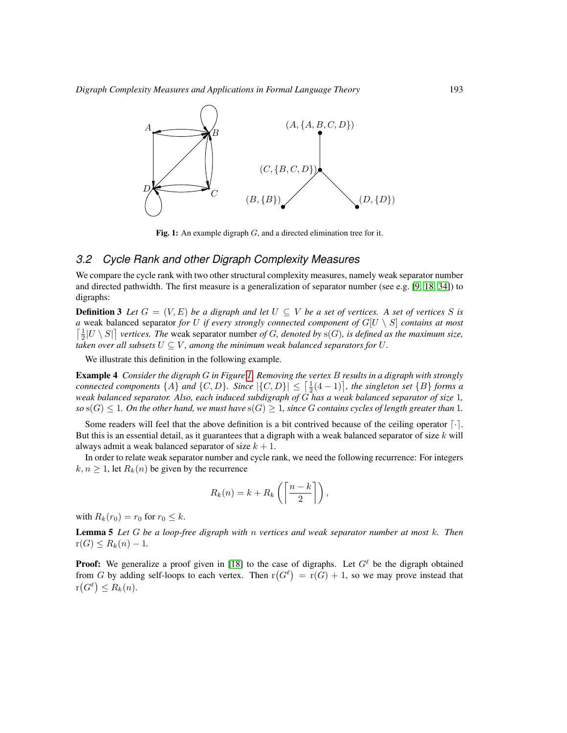Fig. 1: An example digraph $G$, and a directed elimination tree for it.

### 3.2 Cycle Rank and other Digraph Complexity Measures

We compare the cycle rank with two other structural complexity measures, namely weak separator number and directed pathwidth. The first measure is a generalization of separator number (see e.g. [9, 18, 34]) to digraphs:

**Definition 3** *Let $G = (V, E)$ be a digraph and let $U \subseteq V$ be a set of vertices. A set of vertices $S$ is a* weak balanced separator *for $U$ if every strongly connected component of $G[U \setminus S]$ contains at most $\left\lceil \frac{1}{2}|U \setminus S| \right\rceil$ vertices. The* weak separator number *of $G$, denoted by $\mathrm{s}(G)$, is defined as the maximum size, taken over all subsets $U \subseteq V$, among the minimum weak balanced separators for $U$.*

We illustrate this definition in the following example.

**Example 4** *Consider the digraph $G$ in Figure 1. Removing the vertex $B$ results in a digraph with strongly connected components $\{A\}$ and $\{C, D\}$. Since $|\{C, D\}| \leq \left\lceil \frac{1}{2}(4-1) \right\rceil$, the singleton set $\{B\}$ forms a weak balanced separator. Also, each induced subdigraph of $G$ has a weak balanced separator of size 1, so $\mathrm{s}(G) \leq 1$. On the other hand, we must have $\mathrm{s}(G) \geq 1$, since $G$ contains cycles of length greater than 1.*

Some readers will feel that the above definition is a bit contrived because of the ceiling operator $\lceil \cdot \rceil$. But this is an essential detail, as it guarantees that a digraph with a weak balanced separator of size $k$ will always admit a weak balanced separator of size $k + 1$.

In order to relate weak separator number and cycle rank, we need the following recurrence: For integers $k, n \geq 1$, let $R_k(n)$ be given by the recurrence

$$R_k(n) = k + R_k\left(\left\lceil \frac{n-k}{2} \right\rceil\right),$$

with $R_k(r_0) = r_0$ for $r_0 \leq k$.

**Lemma 5** *Let $G$ be a loop-free digraph with $n$ vertices and weak separator number at most $k$. Then $\mathrm{r}(G) \leq R_k(n) - 1$.*

**Proof:** We generalize a proof given in [18] to the case of digraphs. Let $G^\ell$ be the digraph obtained from $G$ by adding self-loops to each vertex. Then $\mathrm{r}(G^\ell) = \mathrm{r}(G) + 1$, so we may prove instead that $\mathrm{r}(G^\ell) \leq R_k(n)$.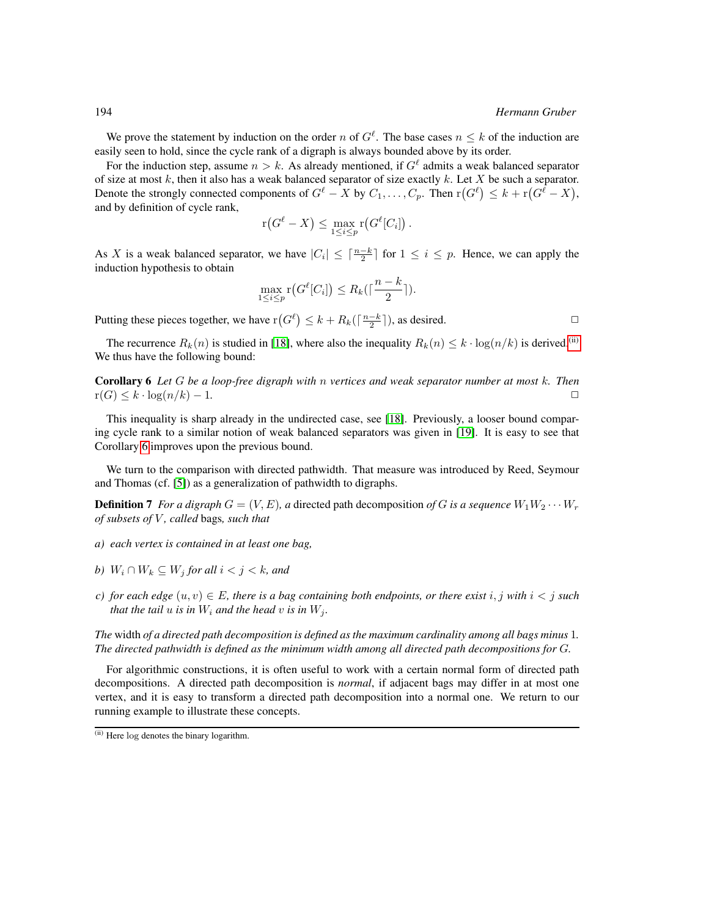We prove the statement by induction on the order $n$ of $G^\ell$. The base cases $n \leq k$ of the induction are easily seen to hold, since the cycle rank of a digraph is always bounded above by its order.

For the induction step, assume $n > k$. As already mentioned, if $G^\ell$ admits a weak balanced separator of size at most $k$, then it also has a weak balanced separator of size exactly $k$. Let $X$ be such a separator. Denote the strongly connected components of $G^\ell - X$ by $C_1, \ldots, C_p$. Then $\mathrm{r}\big(G^\ell\big) \leq k + \mathrm{r}\big(G^\ell - X\big)$, and by definition of cycle rank,

$$\mathrm{r}\big(G^\ell - X\big) \leq \max_{1 \leq i \leq p} \mathrm{r}\big(G^\ell[C_i]\big)\,.$$

As $X$ is a weak balanced separator, we have $|C_i| \leq \lceil \frac{n-k}{2} \rceil$ for $1 \leq i \leq p$. Hence, we can apply the induction hypothesis to obtain

$$\max_{1 \leq i \leq p} \mathrm{r}\big(G^\ell[C_i]\big) \leq R_k(\lceil \frac{n-k}{2} \rceil).$$

Putting these pieces together, we have $\mathrm{r}\big(G^\ell\big) \leq k + R_k(\lceil \frac{n-k}{2} \rceil)$, as desired. □

The recurrence $R_k(n)$ is studied in [18], where also the inequality $R_k(n) \leq k \cdot \log(n/k)$ is derived.[(ii)] We thus have the following bound:

**Corollary 6** *Let $G$ be a loop-free digraph with $n$ vertices and weak separator number at most $k$. Then $\mathrm{r}(G) \leq k \cdot \log(n/k) - 1$.* □

This inequality is sharp already in the undirected case, see [18]. Previously, a looser bound comparing cycle rank to a similar notion of weak balanced separators was given in [19]. It is easy to see that Corollary 6 improves upon the previous bound.

We turn to the comparison with directed pathwidth. That measure was introduced by Reed, Seymour and Thomas (cf. [5]) as a generalization of pathwidth to digraphs.

**Definition 7** *For a digraph $G = (V, E)$, a* directed path decomposition *of $G$ is a sequence $W_1 W_2 \cdots W_r$ of subsets of $V$, called* bags*, such that*

*a) each vertex is contained in at least one bag,*

*b) $W_i \cap W_k \subseteq W_j$ for all $i < j < k$, and*

*c) for each edge $(u, v) \in E$, there is a bag containing both endpoints, or there exist $i, j$ with $i < j$ such that the tail $u$ is in $W_i$ and the head $v$ is in $W_j$.*

*The* width *of a directed path decomposition is defined as the maximum cardinality among all bags minus 1. The directed pathwidth is defined as the minimum width among all directed path decompositions for $G$.*

For algorithmic constructions, it is often useful to work with a certain normal form of directed path decompositions. A directed path decomposition is *normal*, if adjacent bags may differ in at most one vertex, and it is easy to transform a directed path decomposition into a normal one. We return to our running example to illustrate these concepts.

---

(ii) Here log denotes the binary logarithm.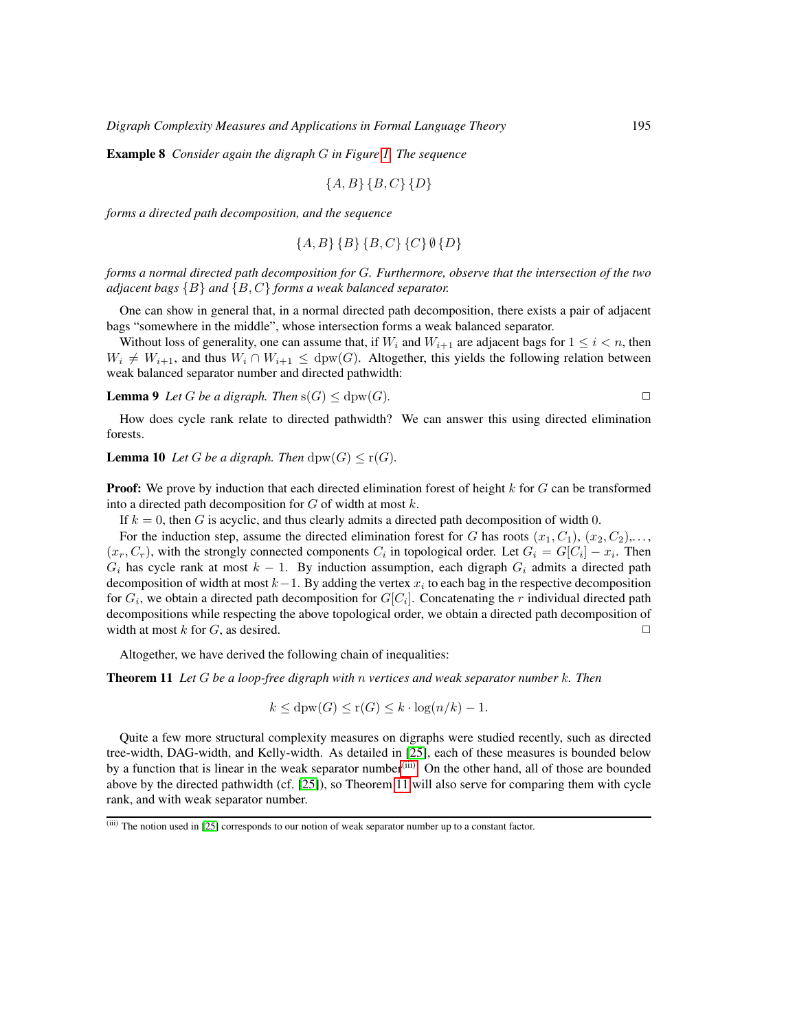**Example 8** *Consider again the digraph $G$ in Figure 1. The sequence*

$$\{A,B\}\,\{B,C\}\,\{D\}$$

*forms a directed path decomposition, and the sequence*

$$\{A,B\}\,\{B\}\,\{B,C\}\,\{C\}\,\emptyset\,\{D\}$$

*forms a normal directed path decomposition for $G$. Furthermore, observe that the intersection of the two adjacent bags $\{B\}$ and $\{B,C\}$ forms a weak balanced separator.*

One can show in general that, in a normal directed path decomposition, there exists a pair of adjacent bags "somewhere in the middle", whose intersection forms a weak balanced separator.

Without loss of generality, one can assume that, if $W_i$ and $W_{i+1}$ are adjacent bags for $1 \leq i < n$, then $W_i \neq W_{i+1}$, and thus $W_i \cap W_{i+1} \leq \mathrm{dpw}(G)$. Altogether, this yields the following relation between weak balanced separator number and directed pathwidth:

**Lemma 9** *Let $G$ be a digraph. Then $\mathrm{s}(G) \leq \mathrm{dpw}(G)$.* ◻

How does cycle rank relate to directed pathwidth? We can answer this using directed elimination forests.

**Lemma 10** *Let $G$ be a digraph. Then $\mathrm{dpw}(G) \leq \mathrm{r}(G)$.*

**Proof:** We prove by induction that each directed elimination forest of height $k$ for $G$ can be transformed into a directed path decomposition for $G$ of width at most $k$.

If $k = 0$, then $G$ is acyclic, and thus clearly admits a directed path decomposition of width $0$.

For the induction step, assume the directed elimination forest for $G$ has roots $(x_1, C_1)$, $(x_2, C_2)$,..., $(x_r, C_r)$, with the strongly connected components $C_i$ in topological order. Let $G_i = G[C_i] - x_i$. Then $G_i$ has cycle rank at most $k-1$. By induction assumption, each digraph $G_i$ admits a directed path decomposition of width at most $k-1$. By adding the vertex $x_i$ to each bag in the respective decomposition for $G_i$, we obtain a directed path decomposition for $G[C_i]$. Concatenating the $r$ individual directed path decompositions while respecting the above topological order, we obtain a directed path decomposition of width at most $k$ for $G$, as desired. ◻

Altogether, we have derived the following chain of inequalities:

**Theorem 11** *Let $G$ be a loop-free digraph with $n$ vertices and weak separator number $k$. Then*

$$k \leq \mathrm{dpw}(G) \leq \mathrm{r}(G) \leq k \cdot \log(n/k) - 1.$$

Quite a few more structural complexity measures on digraphs were studied recently, such as directed tree-width, DAG-width, and Kelly-width. As detailed in [25], each of these measures is bounded below by a function that is linear in the weak separator number[(iii)]. On the other hand, all of those are bounded above by the directed pathwidth (cf. [25]), so Theorem 11 will also serve for comparing them with cycle rank, and with weak separator number.

[(iii)] The notion used in [25] corresponds to our notion of weak separator number up to a constant factor.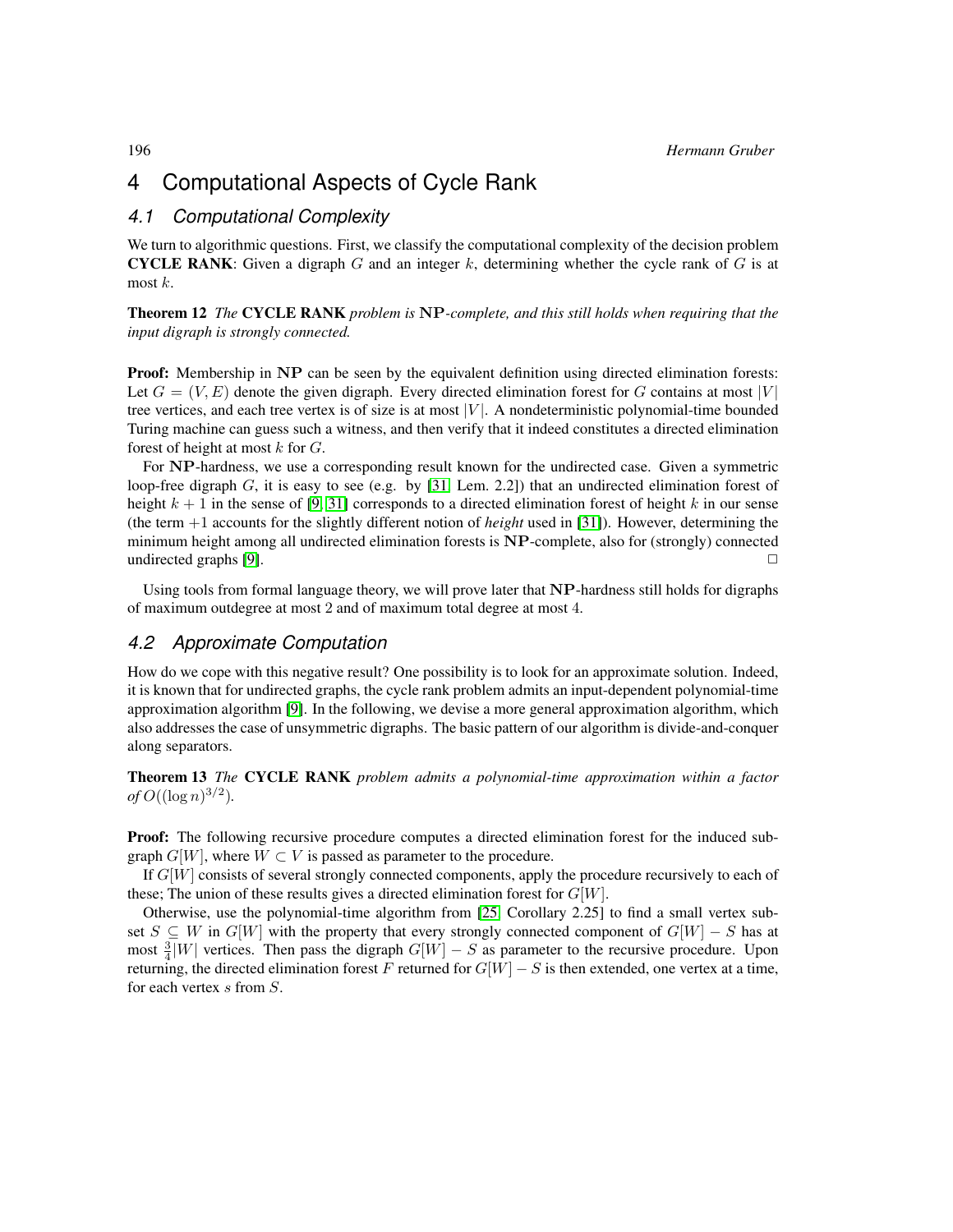# 4 Computational Aspects of Cycle Rank

## 4.1 Computational Complexity

We turn to algorithmic questions. First, we classify the computational complexity of the decision problem **CYCLE RANK**: Given a digraph $G$ and an integer $k$, determining whether the cycle rank of $G$ is at most $k$.

**Theorem 12** *The* **CYCLE RANK** *problem is* $\mathbf{NP}$*-complete, and this still holds when requiring that the input digraph is strongly connected.*

**Proof:** Membership in $\mathbf{NP}$ can be seen by the equivalent definition using directed elimination forests: Let $G = (V, E)$ denote the given digraph. Every directed elimination forest for $G$ contains at most $|V|$ tree vertices, and each tree vertex is of size is at most $|V|$. A nondeterministic polynomial-time bounded Turing machine can guess such a witness, and then verify that it indeed constitutes a directed elimination forest of height at most $k$ for $G$.

For $\mathbf{NP}$-hardness, we use a corresponding result known for the undirected case. Given a symmetric loop-free digraph $G$, it is easy to see (e.g. by [31, Lem. 2.2]) that an undirected elimination forest of height $k + 1$ in the sense of [9, 31] corresponds to a directed elimination forest of height $k$ in our sense (the term $+1$ accounts for the slightly different notion of *height* used in [31]). However, determining the minimum height among all undirected elimination forests is $\mathbf{NP}$-complete, also for (strongly) connected undirected graphs [9]. □

Using tools from formal language theory, we will prove later that $\mathbf{NP}$-hardness still holds for digraphs of maximum outdegree at most 2 and of maximum total degree at most 4.

## 4.2 Approximate Computation

How do we cope with this negative result? One possibility is to look for an approximate solution. Indeed, it is known that for undirected graphs, the cycle rank problem admits an input-dependent polynomial-time approximation algorithm [9]. In the following, we devise a more general approximation algorithm, which also addresses the case of unsymmetric digraphs. The basic pattern of our algorithm is divide-and-conquer along separators.

**Theorem 13** *The* **CYCLE RANK** *problem admits a polynomial-time approximation within a factor of* $O((\log n)^{3/2})$.

**Proof:** The following recursive procedure computes a directed elimination forest for the induced subgraph $G[W]$, where $W \subset V$ is passed as parameter to the procedure.

If $G[W]$ consists of several strongly connected components, apply the procedure recursively to each of these; The union of these results gives a directed elimination forest for $G[W]$.

Otherwise, use the polynomial-time algorithm from [25, Corollary 2.25] to find a small vertex subset $S \subseteq W$ in $G[W]$ with the property that every strongly connected component of $G[W] - S$ has at most $\frac{3}{4}|W|$ vertices. Then pass the digraph $G[W] - S$ as parameter to the recursive procedure. Upon returning, the directed elimination forest $F$ returned for $G[W] - S$ is then extended, one vertex at a time, for each vertex $s$ from $S$.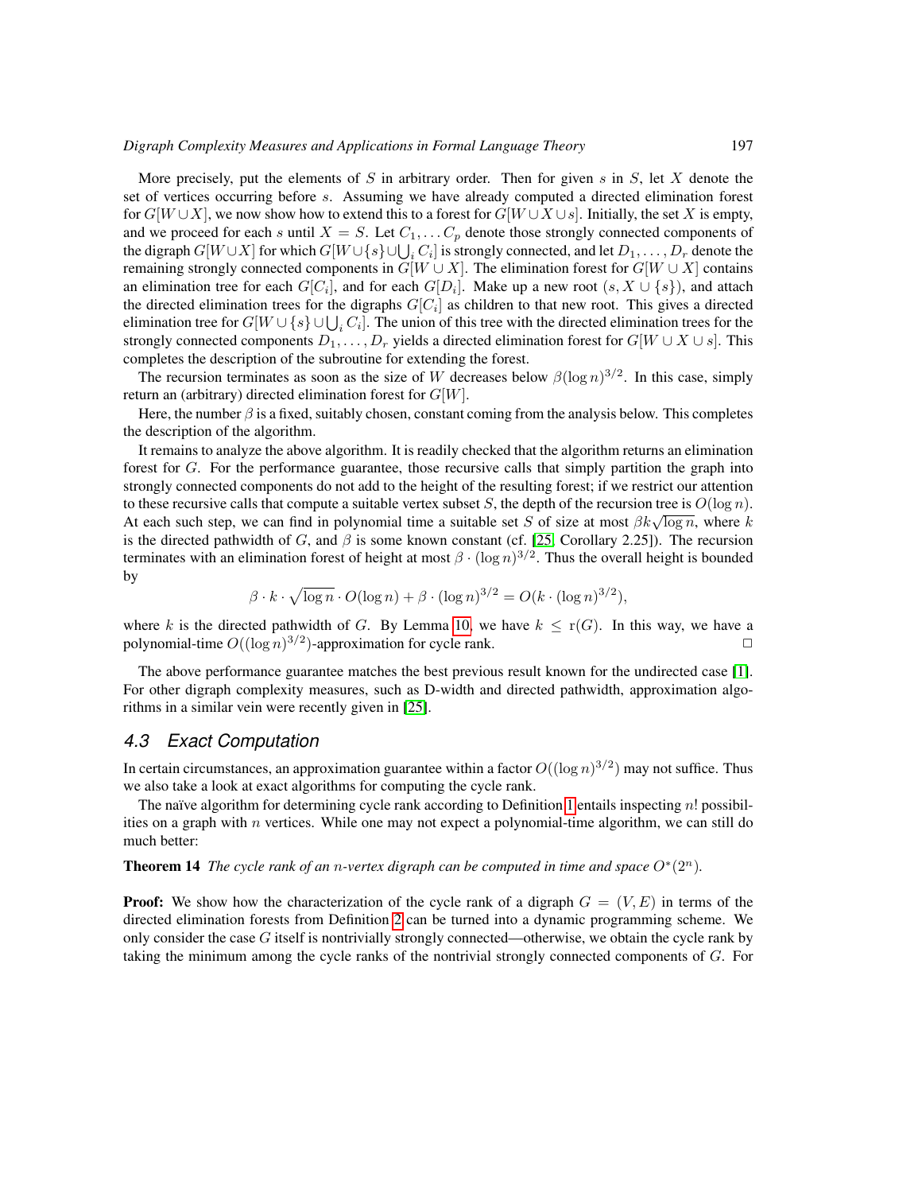More precisely, put the elements of $S$ in arbitrary order. Then for given $s$ in $S$, let $X$ denote the set of vertices occurring before $s$. Assuming we have already computed a directed elimination forest for $G[W \cup X]$, we now show how to extend this to a forest for $G[W \cup X \cup s]$. Initially, the set $X$ is empty, and we proceed for each $s$ until $X = S$. Let $C_1, \ldots C_p$ denote those strongly connected components of the digraph $G[W \cup X]$ for which $G[W \cup \{s\} \cup \bigcup_i C_i]$ is strongly connected, and let $D_1, \ldots, D_r$ denote the remaining strongly connected components in $G[W \cup X]$. The elimination forest for $G[W \cup X]$ contains an elimination tree for each $G[C_i]$, and for each $G[D_i]$. Make up a new root $(s, X \cup \{s\})$, and attach the directed elimination trees for the digraphs $G[C_i]$ as children to that new root. This gives a directed elimination tree for $G[W \cup \{s\} \cup \bigcup_i C_i]$. The union of this tree with the directed elimination trees for the strongly connected components $D_1, \ldots, D_r$ yields a directed elimination forest for $G[W \cup X \cup s]$. This completes the description of the subroutine for extending the forest.

The recursion terminates as soon as the size of $W$ decreases below $\beta(\log n)^{3/2}$. In this case, simply return an (arbitrary) directed elimination forest for $G[W]$.

Here, the number $\beta$ is a fixed, suitably chosen, constant coming from the analysis below. This completes the description of the algorithm.

It remains to analyze the above algorithm. It is readily checked that the algorithm returns an elimination forest for $G$. For the performance guarantee, those recursive calls that simply partition the graph into strongly connected components do not add to the height of the resulting forest; if we restrict our attention to these recursive calls that compute a suitable vertex subset $S$, the depth of the recursion tree is $O(\log n)$. At each such step, we can find in polynomial time a suitable set $S$ of size at most $\beta k\sqrt{\log n}$, where $k$ is the directed pathwidth of $G$, and $\beta$ is some known constant (cf. [25, Corollary 2.25]). The recursion terminates with an elimination forest of height at most $\beta \cdot (\log n)^{3/2}$. Thus the overall height is bounded by

$$\beta \cdot k \cdot \sqrt{\log n} \cdot O(\log n) + \beta \cdot (\log n)^{3/2} = O(k \cdot (\log n)^{3/2}),$$

where $k$ is the directed pathwidth of $G$. By Lemma 10, we have $k \leq \mathrm{r}(G)$. In this way, we have a polynomial-time $O((\log n)^{3/2})$-approximation for cycle rank. □

The above performance guarantee matches the best previous result known for the undirected case [1]. For other digraph complexity measures, such as D-width and directed pathwidth, approximation algorithms in a similar vein were recently given in [25].

### 4.3 Exact Computation

In certain circumstances, an approximation guarantee within a factor $O((\log n)^{3/2})$ may not suffice. Thus we also take a look at exact algorithms for computing the cycle rank.

The naïve algorithm for determining cycle rank according to Definition 1 entails inspecting $n!$ possibilities on a graph with $n$ vertices. While one may not expect a polynomial-time algorithm, we can still do much better:

**Theorem 14** *The cycle rank of an $n$-vertex digraph can be computed in time and space $O^*(2^n)$.*

**Proof:** We show how the characterization of the cycle rank of a digraph $G = (V, E)$ in terms of the directed elimination forests from Definition 2 can be turned into a dynamic programming scheme. We only consider the case $G$ itself is nontrivially strongly connected—otherwise, we obtain the cycle rank by taking the minimum among the cycle ranks of the nontrivial strongly connected components of $G$. For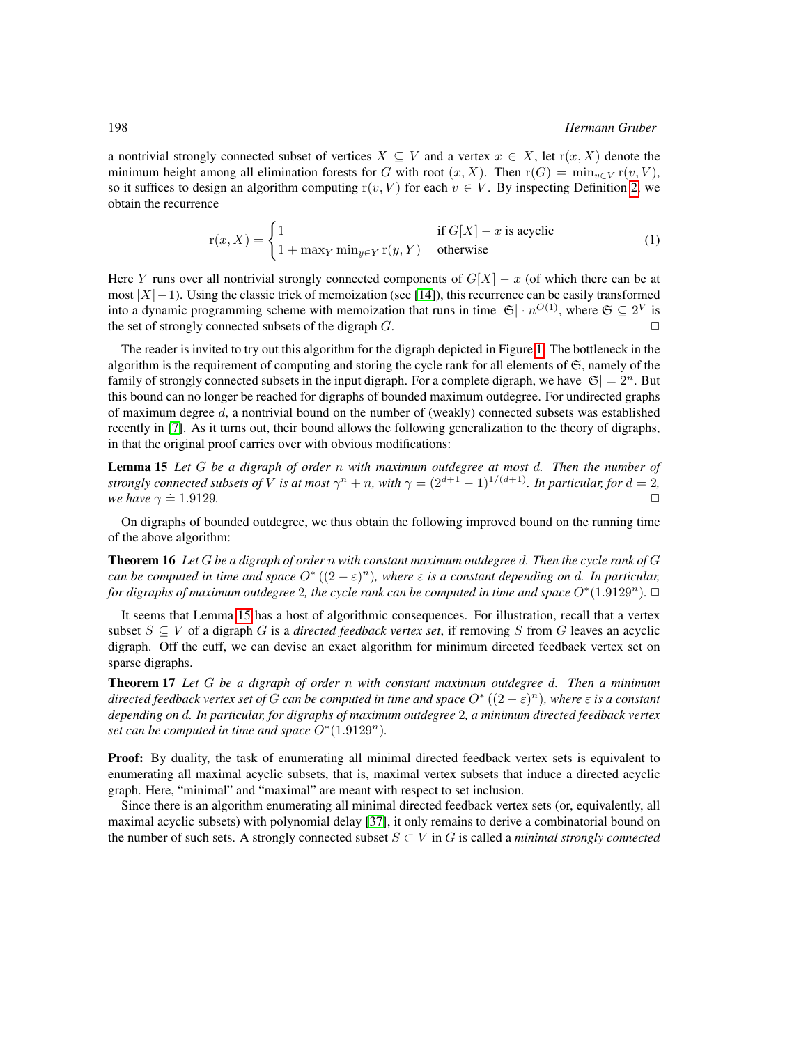a nontrivial strongly connected subset of vertices $X \subseteq V$ and a vertex $x \in X$, let $\mathrm{r}(x, X)$ denote the minimum height among all elimination forests for $G$ with root $(x, X)$. Then $\mathrm{r}(G) = \min_{v \in V} \mathrm{r}(v, V)$, so it suffices to design an algorithm computing $\mathrm{r}(v, V)$ for each $v \in V$. By inspecting Definition 2, we obtain the recurrence

$$\mathrm{r}(x, X) = \begin{cases} 1 & \text{if } G[X] - x \text{ is acyclic} \\ 1 + \max_Y \min_{y \in Y} \mathrm{r}(y, Y) & \text{otherwise} \end{cases} \tag{1}$$

Here $Y$ runs over all nontrivial strongly connected components of $G[X] - x$ (of which there can be at most $|X| - 1$). Using the classic trick of memoization (see [14]), this recurrence can be easily transformed into a dynamic programming scheme with memoization that runs in time $|\mathfrak{S}| \cdot n^{O(1)}$, where $\mathfrak{S} \subseteq 2^V$ is the set of strongly connected subsets of the digraph $G$. ☐

The reader is invited to try out this algorithm for the digraph depicted in Figure 1. The bottleneck in the algorithm is the requirement of computing and storing the cycle rank for all elements of $\mathfrak{S}$, namely of the family of strongly connected subsets in the input digraph. For a complete digraph, we have $|\mathfrak{S}| = 2^n$. But this bound can no longer be reached for digraphs of bounded maximum outdegree. For undirected graphs of maximum degree $d$, a nontrivial bound on the number of (weakly) connected subsets was established recently in [7]. As it turns out, their bound allows the following generalization to the theory of digraphs, in that the original proof carries over with obvious modifications:

**Lemma 15** *Let $G$ be a digraph of order $n$ with maximum outdegree at most $d$. Then the number of strongly connected subsets of $V$ is at most $\gamma^n + n$, with $\gamma = (2^{d+1} - 1)^{1/(d+1)}$. In particular, for $d = 2$, we have $\gamma \doteq 1.9129$.* ☐

On digraphs of bounded outdegree, we thus obtain the following improved bound on the running time of the above algorithm:

**Theorem 16** *Let $G$ be a digraph of order $n$ with constant maximum outdegree $d$. Then the cycle rank of $G$ can be computed in time and space $O^*((2 - \varepsilon)^n)$, where $\varepsilon$ is a constant depending on $d$. In particular, for digraphs of maximum outdegree 2, the cycle rank can be computed in time and space $O^*(1.9129^n)$.* ☐

It seems that Lemma 15 has a host of algorithmic consequences. For illustration, recall that a vertex subset $S \subseteq V$ of a digraph $G$ is a *directed feedback vertex set*, if removing $S$ from $G$ leaves an acyclic digraph. Off the cuff, we can devise an exact algorithm for minimum directed feedback vertex set on sparse digraphs.

**Theorem 17** *Let $G$ be a digraph of order $n$ with constant maximum outdegree $d$. Then a minimum directed feedback vertex set of $G$ can be computed in time and space $O^*((2 - \varepsilon)^n)$, where $\varepsilon$ is a constant depending on $d$. In particular, for digraphs of maximum outdegree 2, a minimum directed feedback vertex set can be computed in time and space $O^*(1.9129^n)$.*

**Proof:** By duality, the task of enumerating all minimal directed feedback vertex sets is equivalent to enumerating all maximal acyclic subsets, that is, maximal vertex subsets that induce a directed acyclic graph. Here, "minimal" and "maximal" are meant with respect to set inclusion.

Since there is an algorithm enumerating all minimal directed feedback vertex sets (or, equivalently, all maximal acyclic subsets) with polynomial delay [37], it only remains to derive a combinatorial bound on the number of such sets. A strongly connected subset $S \subset V$ in $G$ is called a *minimal strongly connected*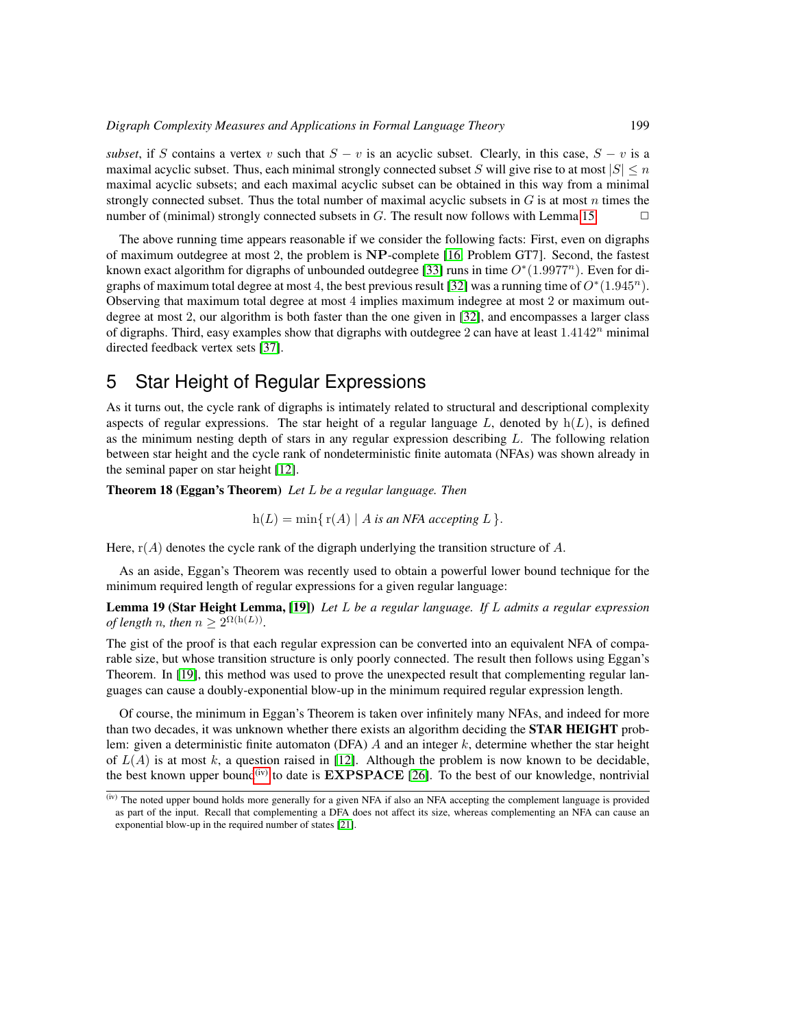*subset*, if $S$ contains a vertex $v$ such that $S - v$ is an acyclic subset. Clearly, in this case, $S - v$ is a maximal acyclic subset. Thus, each minimal strongly connected subset $S$ will give rise to at most $|S| \leq n$ maximal acyclic subsets; and each maximal acyclic subset can be obtained in this way from a minimal strongly connected subset. Thus the total number of maximal acyclic subsets in $G$ is at most $n$ times the number of (minimal) strongly connected subsets in $G$. The result now follows with Lemma 15. □

The above running time appears reasonable if we consider the following facts: First, even on digraphs of maximum outdegree at most 2, the problem is $\mathbf{NP}$-complete [16, Problem GT7]. Second, the fastest known exact algorithm for digraphs of unbounded outdegree [33] runs in time $O^*(1.9977^n)$. Even for digraphs of maximum total degree at most 4, the best previous result [32] was a running time of $O^*(1.945^n)$. Observing that maximum total degree at most 4 implies maximum indegree at most 2 or maximum outdegree at most 2, our algorithm is both faster than the one given in [32], and encompasses a larger class of digraphs. Third, easy examples show that digraphs with outdegree 2 can have at least $1.4142^n$ minimal directed feedback vertex sets [37].

# 5 Star Height of Regular Expressions

As it turns out, the cycle rank of digraphs is intimately related to structural and descriptional complexity aspects of regular expressions. The star height of a regular language $L$, denoted by $\mathrm{h}(L)$, is defined as the minimum nesting depth of stars in any regular expression describing $L$. The following relation between star height and the cycle rank of nondeterministic finite automata (NFAs) was shown already in the seminal paper on star height [12].

**Theorem 18 (Eggan's Theorem)** *Let $L$ be a regular language. Then*

$$\mathrm{h}(L) = \min\{\, \mathrm{r}(A) \mid A \text{ is an NFA accepting } L \,\}.$$

Here, $\mathrm{r}(A)$ denotes the cycle rank of the digraph underlying the transition structure of $A$.

As an aside, Eggan's Theorem was recently used to obtain a powerful lower bound technique for the minimum required length of regular expressions for a given regular language:

**Lemma 19 (Star Height Lemma, [19])** *Let $L$ be a regular language. If $L$ admits a regular expression of length $n$, then $n \geq 2^{\Omega(\mathrm{h}(L))}$.*

The gist of the proof is that each regular expression can be converted into an equivalent NFA of comparable size, but whose transition structure is only poorly connected. The result then follows using Eggan's Theorem. In [19], this method was used to prove the unexpected result that complementing regular languages can cause a doubly-exponential blow-up in the minimum required regular expression length.

Of course, the minimum in Eggan's Theorem is taken over infinitely many NFAs, and indeed for more than two decades, it was unknown whether there exists an algorithm deciding the **STAR HEIGHT** problem: given a deterministic finite automaton (DFA) $A$ and an integer $k$, determine whether the star height of $L(A)$ is at most $k$, a question raised in [12]. Although the problem is now known to be decidable, the best known upper bound[iv] to date is $\mathbf{EXPSPACE}$ [26]. To the best of our knowledge, nontrivial

[iv] The noted upper bound holds more generally for a given NFA if also an NFA accepting the complement language is provided as part of the input. Recall that complementing a DFA does not affect its size, whereas complementing an NFA can cause an exponential blow-up in the required number of states [21].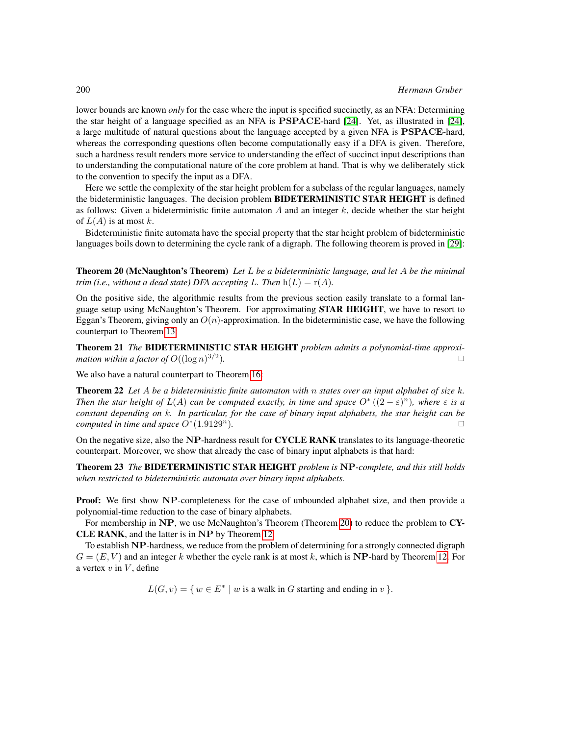lower bounds are known *only* for the case where the input is specified succinctly, as an NFA: Determining the star height of a language specified as an NFA is $\mathbf{PSPACE}$-hard [24]. Yet, as illustrated in [24], a large multitude of natural questions about the language accepted by a given NFA is $\mathbf{PSPACE}$-hard, whereas the corresponding questions often become computationally easy if a DFA is given. Therefore, such a hardness result renders more service to understanding the effect of succinct input descriptions than to understanding the computational nature of the core problem at hand. That is why we deliberately stick to the convention to specify the input as a DFA.

Here we settle the complexity of the star height problem for a subclass of the regular languages, namely the bideterministic languages. The decision problem **BIDETERMINISTIC STAR HEIGHT** is defined as follows: Given a bideterministic finite automaton $A$ and an integer $k$, decide whether the star height of $L(A)$ is at most $k$.

Bideterministic finite automata have the special property that the star height problem of bideterministic languages boils down to determining the cycle rank of a digraph. The following theorem is proved in [29]:

**Theorem 20 (McNaughton's Theorem)** *Let $L$ be a bideterministic language, and let $A$ be the minimal trim (i.e., without a dead state) DFA accepting $L$. Then $\mathrm{h}(L) = \mathrm{r}(A)$.*

On the positive side, the algorithmic results from the previous section easily translate to a formal language setup using McNaughton's Theorem. For approximating **STAR HEIGHT**, we have to resort to Eggan's Theorem, giving only an $O(n)$-approximation. In the bideterministic case, we have the following counterpart to Theorem 13.

**Theorem 21** *The* **BIDETERMINISTIC STAR HEIGHT** *problem admits a polynomial-time approximation within a factor of $O((\log n)^{3/2})$.* □

We also have a natural counterpart to Theorem 16:

**Theorem 22** *Let $A$ be a bideterministic finite automaton with $n$ states over an input alphabet of size $k$. Then the star height of $L(A)$ can be computed exactly, in time and space $O^*((2-\varepsilon)^n)$, where $\varepsilon$ is a constant depending on $k$. In particular, for the case of binary input alphabets, the star height can be computed in time and space $O^*(1.9129^n)$.* □

On the negative size, also the $\mathbf{NP}$-hardness result for **CYCLE RANK** translates to its language-theoretic counterpart. Moreover, we show that already the case of binary input alphabets is that hard:

**Theorem 23** *The* **BIDETERMINISTIC STAR HEIGHT** *problem is $\mathbf{NP}$-complete, and this still holds when restricted to bideterministic automata over binary input alphabets.*

**Proof:** We first show $\mathbf{NP}$-completeness for the case of unbounded alphabet size, and then provide a polynomial-time reduction to the case of binary alphabets.

For membership in $\mathbf{NP}$, we use McNaughton's Theorem (Theorem 20) to reduce the problem to **CYCLE RANK**, and the latter is in $\mathbf{NP}$ by Theorem 12.

To establish $\mathbf{NP}$-hardness, we reduce from the problem of determining for a strongly connected digraph $G = (E, V)$ and an integer $k$ whether the cycle rank is at most $k$, which is $\mathbf{NP}$-hard by Theorem 12. For a vertex $v$ in $V$, define

$$L(G, v) = \{\, w \in E^* \mid w \text{ is a walk in } G \text{ starting and ending in } v \,\}.$$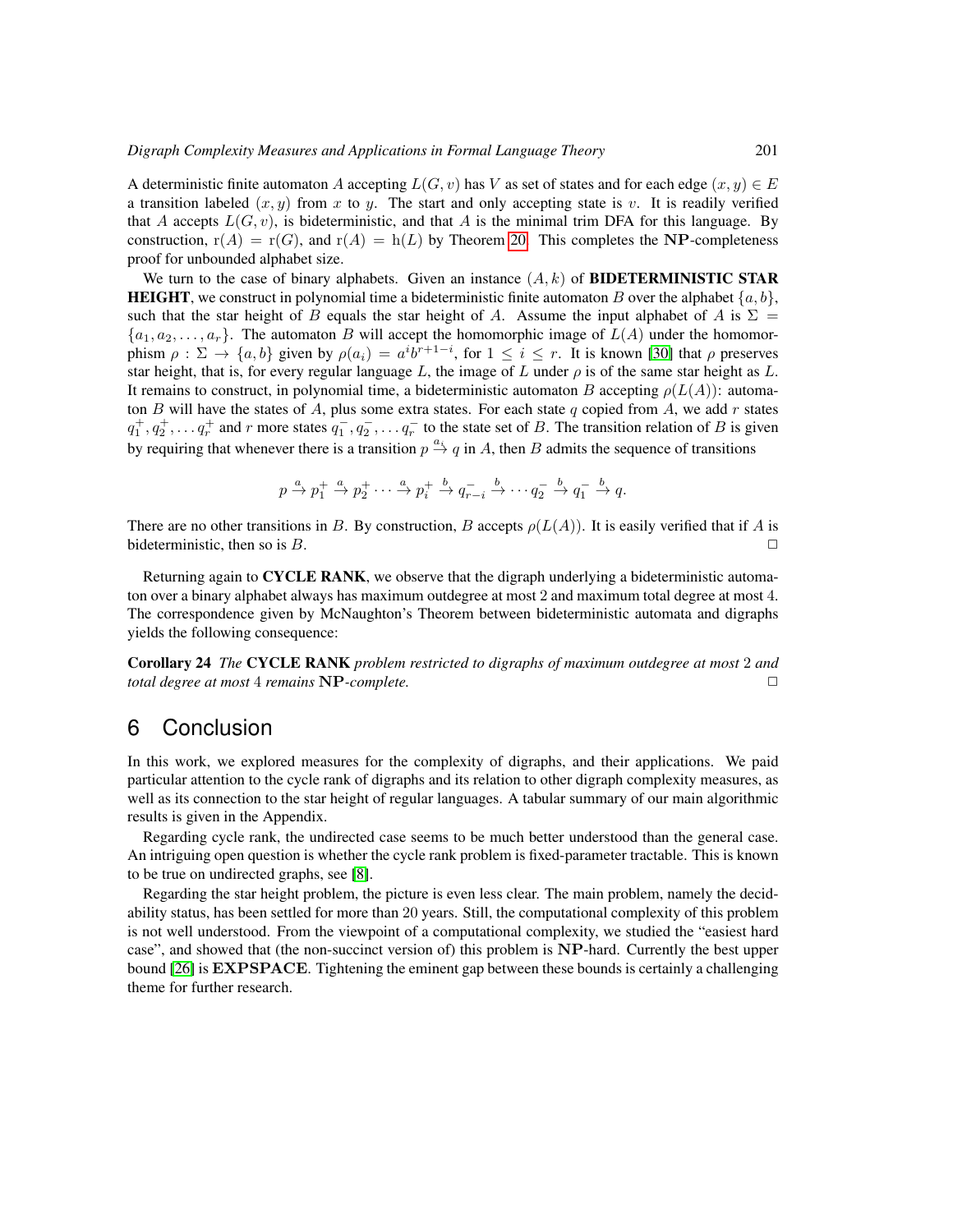A deterministic finite automaton $A$ accepting $L(G, v)$ has $V$ as set of states and for each edge $(x, y) \in E$ a transition labeled $(x, y)$ from $x$ to $y$. The start and only accepting state is $v$. It is readily verified that $A$ accepts $L(G, v)$, is bideterministic, and that $A$ is the minimal trim DFA for this language. By construction, $\mathrm{r}(A) = \mathrm{r}(G)$, and $\mathrm{r}(A) = \mathrm{h}(L)$ by Theorem 20. This completes the $\mathbf{NP}$-completeness proof for unbounded alphabet size.

We turn to the case of binary alphabets. Given an instance $(A, k)$ of **BIDETERMINISTIC STAR HEIGHT**, we construct in polynomial time a bideterministic finite automaton $B$ over the alphabet $\{a, b\}$, such that the star height of $B$ equals the star height of $A$. Assume the input alphabet of $A$ is $\Sigma = \{a_1, a_2, \ldots, a_r\}$. The automaton $B$ will accept the homomorphic image of $L(A)$ under the homomorphism $\rho : \Sigma \to \{a, b\}$ given by $\rho(a_i) = a^i b^{r+1-i}$, for $1 \leq i \leq r$. It is known [30] that $\rho$ preserves star height, that is, for every regular language $L$, the image of $L$ under $\rho$ is of the same star height as $L$. It remains to construct, in polynomial time, a bideterministic automaton $B$ accepting $\rho(L(A))$: automaton $B$ will have the states of $A$, plus some extra states. For each state $q$ copied from $A$, we add $r$ states $q_1^+, q_2^+, \ldots q_r^+$ and $r$ more states $q_1^-, q_2^-, \ldots q_r^-$ to the state set of $B$. The transition relation of $B$ is given by requiring that whenever there is a transition $p \xrightarrow{a_i} q$ in $A$, then $B$ admits the sequence of transitions

$$p \xrightarrow{a} p_1^+ \xrightarrow{a} p_2^+ \cdots \xrightarrow{a} p_i^+ \xrightarrow{b} q_{r-i}^- \xrightarrow{b} \cdots q_2^- \xrightarrow{b} q_1^- \xrightarrow{b} q.$$

There are no other transitions in $B$. By construction, $B$ accepts $\rho(L(A))$. It is easily verified that if $A$ is bideterministic, then so is $B$. □

Returning again to **CYCLE RANK**, we observe that the digraph underlying a bideterministic automaton over a binary alphabet always has maximum outdegree at most 2 and maximum total degree at most 4. The correspondence given by McNaughton's Theorem between bideterministic automata and digraphs yields the following consequence:

**Corollary 24** *The* **CYCLE RANK** *problem restricted to digraphs of maximum outdegree at most* 2 *and total degree at most* 4 *remains* $\mathbf{NP}$*-complete.* □

# 6 Conclusion

In this work, we explored measures for the complexity of digraphs, and their applications. We paid particular attention to the cycle rank of digraphs and its relation to other digraph complexity measures, as well as its connection to the star height of regular languages. A tabular summary of our main algorithmic results is given in the Appendix.

Regarding cycle rank, the undirected case seems to be much better understood than the general case. An intriguing open question is whether the cycle rank problem is fixed-parameter tractable. This is known to be true on undirected graphs, see [8].

Regarding the star height problem, the picture is even less clear. The main problem, namely the decidability status, has been settled for more than 20 years. Still, the computational complexity of this problem is not well understood. From the viewpoint of a computational complexity, we studied the "easiest hard case", and showed that (the non-succinct version of) this problem is $\mathbf{NP}$-hard. Currently the best upper bound [26] is $\mathbf{EXPSPACE}$. Tightening the eminent gap between these bounds is certainly a challenging theme for further research.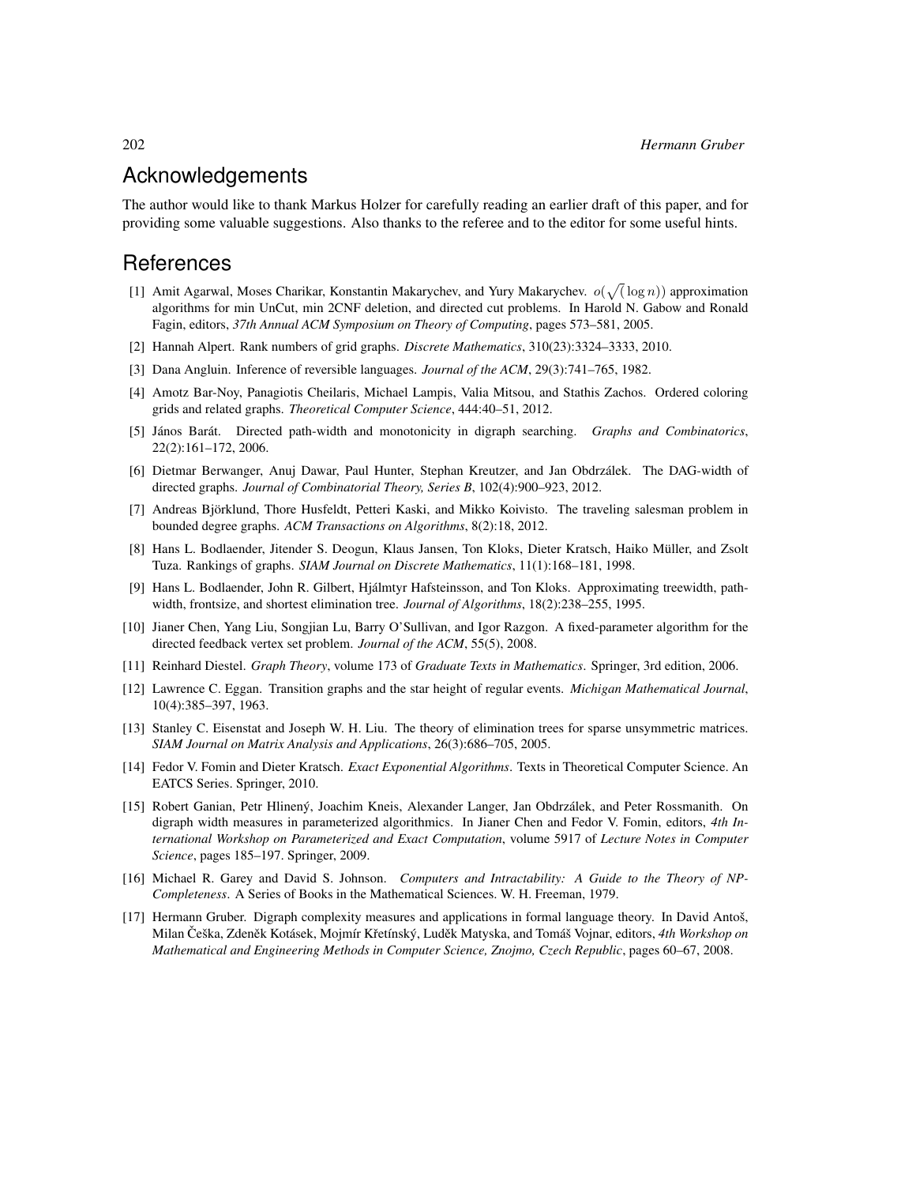## Acknowledgements

The author would like to thank Markus Holzer for carefully reading an earlier draft of this paper, and for providing some valuable suggestions. Also thanks to the referee and to the editor for some useful hints.

## References

[1] Amit Agarwal, Moses Charikar, Konstantin Makarychev, and Yury Makarychev. $o(\sqrt{(\log n)})$ approximation algorithms for min UnCut, min 2CNF deletion, and directed cut problems. In Harold N. Gabow and Ronald Fagin, editors, *37th Annual ACM Symposium on Theory of Computing*, pages 573–581, 2005.

[2] Hannah Alpert. Rank numbers of grid graphs. *Discrete Mathematics*, 310(23):3324–3333, 2010.

[3] Dana Angluin. Inference of reversible languages. *Journal of the ACM*, 29(3):741–765, 1982.

[4] Amotz Bar-Noy, Panagiotis Cheilaris, Michael Lampis, Valia Mitsou, and Stathis Zachos. Ordered coloring grids and related graphs. *Theoretical Computer Science*, 444:40–51, 2012.

[5] János Barát. Directed path-width and monotonicity in digraph searching. *Graphs and Combinatorics*, 22(2):161–172, 2006.

[6] Dietmar Berwanger, Anuj Dawar, Paul Hunter, Stephan Kreutzer, and Jan Obdržálek. The DAG-width of directed graphs. *Journal of Combinatorial Theory, Series B*, 102(4):900–923, 2012.

[7] Andreas Björklund, Thore Husfeldt, Petteri Kaski, and Mikko Koivisto. The traveling salesman problem in bounded degree graphs. *ACM Transactions on Algorithms*, 8(2):18, 2012.

[8] Hans L. Bodlaender, Jitender S. Deogun, Klaus Jansen, Ton Kloks, Dieter Kratsch, Haiko Müller, and Zsolt Tuza. Rankings of graphs. *SIAM Journal on Discrete Mathematics*, 11(1):168–181, 1998.

[9] Hans L. Bodlaender, John R. Gilbert, Hjálmtyr Hafsteinsson, and Ton Kloks. Approximating treewidth, pathwidth, frontsize, and shortest elimination tree. *Journal of Algorithms*, 18(2):238–255, 1995.

[10] Jianer Chen, Yang Liu, Songjian Lu, Barry O'Sullivan, and Igor Razgon. A fixed-parameter algorithm for the directed feedback vertex set problem. *Journal of the ACM*, 55(5), 2008.

[11] Reinhard Diestel. *Graph Theory*, volume 173 of *Graduate Texts in Mathematics*. Springer, 3rd edition, 2006.

[12] Lawrence C. Eggan. Transition graphs and the star height of regular events. *Michigan Mathematical Journal*, 10(4):385–397, 1963.

[13] Stanley C. Eisenstat and Joseph W. H. Liu. The theory of elimination trees for sparse unsymmetric matrices. *SIAM Journal on Matrix Analysis and Applications*, 26(3):686–705, 2005.

[14] Fedor V. Fomin and Dieter Kratsch. *Exact Exponential Algorithms*. Texts in Theoretical Computer Science. An EATCS Series. Springer, 2010.

[15] Robert Ganian, Petr Hlinený, Joachim Kneis, Alexander Langer, Jan Obdrzálek, and Peter Rossmanith. On digraph width measures in parameterized algorithmics. In Jianer Chen and Fedor V. Fomin, editors, *4th International Workshop on Parameterized and Exact Computation*, volume 5917 of *Lecture Notes in Computer Science*, pages 185–197. Springer, 2009.

[16] Michael R. Garey and David S. Johnson. *Computers and Intractability: A Guide to the Theory of NP-Completeness*. A Series of Books in the Mathematical Sciences. W. H. Freeman, 1979.

[17] Hermann Gruber. Digraph complexity measures and applications in formal language theory. In David Antoš, Milan Češka, Zdeněk Kotásek, Mojmír Křetínský, Luděk Matyska, and Tomáš Vojnar, editors, *4th Workshop on Mathematical and Engineering Methods in Computer Science, Znojmo, Czech Republic*, pages 60–67, 2008.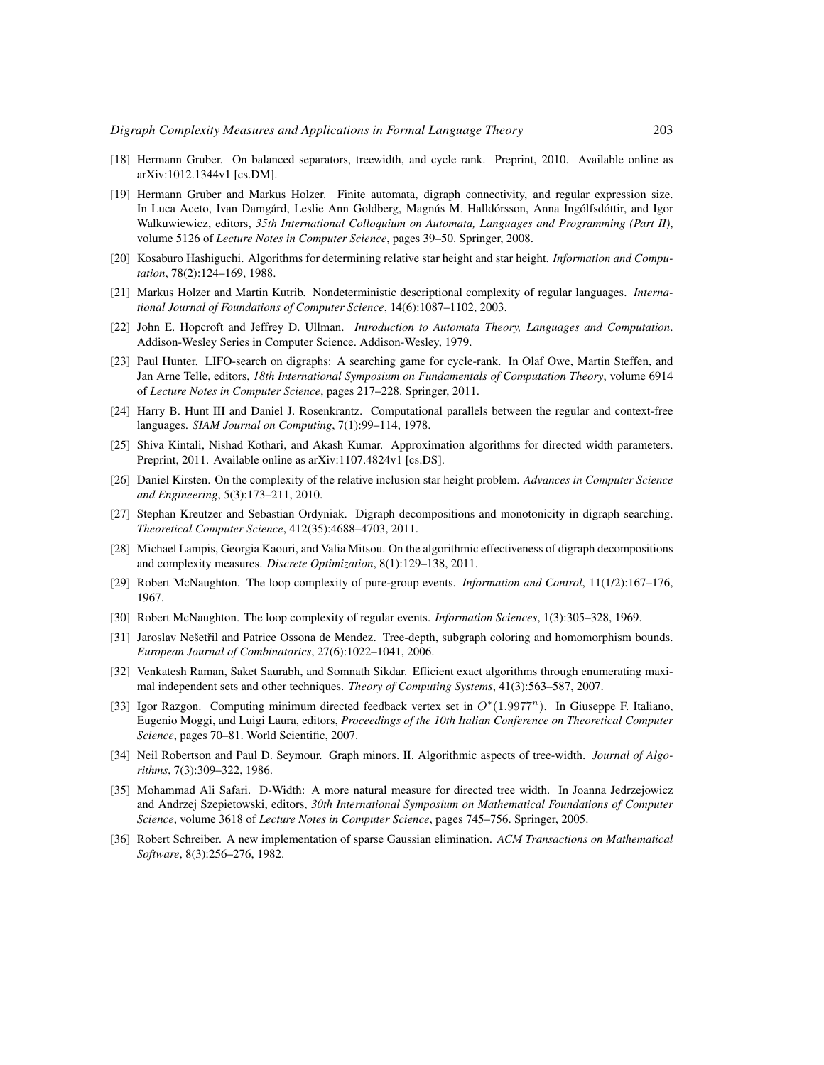[18] Hermann Gruber. On balanced separators, treewidth, and cycle rank. Preprint, 2010. Available online as arXiv:1012.1344v1 [cs.DM].

[19] Hermann Gruber and Markus Holzer. Finite automata, digraph connectivity, and regular expression size. In Luca Aceto, Ivan Damgård, Leslie Ann Goldberg, Magnús M. Halldórsson, Anna Ingólfsdóttir, and Igor Walkuwiewicz, editors, *35th International Colloquium on Automata, Languages and Programming (Part II)*, volume 5126 of *Lecture Notes in Computer Science*, pages 39–50. Springer, 2008.

[20] Kosaburo Hashiguchi. Algorithms for determining relative star height and star height. *Information and Computation*, 78(2):124–169, 1988.

[21] Markus Holzer and Martin Kutrib. Nondeterministic descriptional complexity of regular languages. *International Journal of Foundations of Computer Science*, 14(6):1087–1102, 2003.

[22] John E. Hopcroft and Jeffrey D. Ullman. *Introduction to Automata Theory, Languages and Computation*. Addison-Wesley Series in Computer Science. Addison-Wesley, 1979.

[23] Paul Hunter. LIFO-search on digraphs: A searching game for cycle-rank. In Olaf Owe, Martin Steffen, and Jan Arne Telle, editors, *18th International Symposium on Fundamentals of Computation Theory*, volume 6914 of *Lecture Notes in Computer Science*, pages 217–228. Springer, 2011.

[24] Harry B. Hunt III and Daniel J. Rosenkrantz. Computational parallels between the regular and context-free languages. *SIAM Journal on Computing*, 7(1):99–114, 1978.

[25] Shiva Kintali, Nishad Kothari, and Akash Kumar. Approximation algorithms for directed width parameters. Preprint, 2011. Available online as arXiv:1107.4824v1 [cs.DS].

[26] Daniel Kirsten. On the complexity of the relative inclusion star height problem. *Advances in Computer Science and Engineering*, 5(3):173–211, 2010.

[27] Stephan Kreutzer and Sebastian Ordyniak. Digraph decompositions and monotonicity in digraph searching. *Theoretical Computer Science*, 412(35):4688–4703, 2011.

[28] Michael Lampis, Georgia Kaouri, and Valia Mitsou. On the algorithmic effectiveness of digraph decompositions and complexity measures. *Discrete Optimization*, 8(1):129–138, 2011.

[29] Robert McNaughton. The loop complexity of pure-group events. *Information and Control*, 11(1/2):167–176, 1967.

[30] Robert McNaughton. The loop complexity of regular events. *Information Sciences*, 1(3):305–328, 1969.

[31] Jaroslav Nešetřil and Patrice Ossona de Mendez. Tree-depth, subgraph coloring and homomorphism bounds. *European Journal of Combinatorics*, 27(6):1022–1041, 2006.

[32] Venkatesh Raman, Saket Saurabh, and Somnath Sikdar. Efficient exact algorithms through enumerating maximal independent sets and other techniques. *Theory of Computing Systems*, 41(3):563–587, 2007.

[33] Igor Razgon. Computing minimum directed feedback vertex set in $O^*(1.9977^n)$. In Giuseppe F. Italiano, Eugenio Moggi, and Luigi Laura, editors, *Proceedings of the 10th Italian Conference on Theoretical Computer Science*, pages 70–81. World Scientific, 2007.

[34] Neil Robertson and Paul D. Seymour. Graph minors. II. Algorithmic aspects of tree-width. *Journal of Algorithms*, 7(3):309–322, 1986.

[35] Mohammad Ali Safari. D-Width: A more natural measure for directed tree width. In Joanna Jedrzejowicz and Andrzej Szepietowski, editors, *30th International Symposium on Mathematical Foundations of Computer Science*, volume 3618 of *Lecture Notes in Computer Science*, pages 745–756. Springer, 2005.

[36] Robert Schreiber. A new implementation of sparse Gaussian elimination. *ACM Transactions on Mathematical Software*, 8(3):256–276, 1982.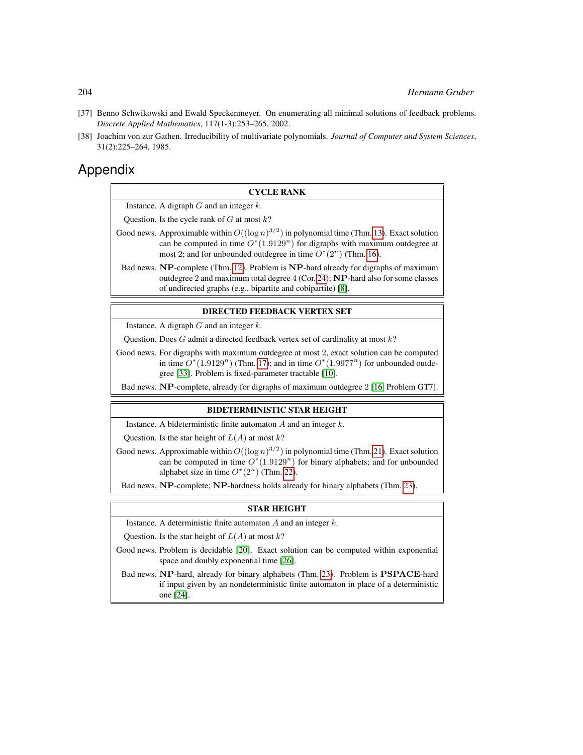[37] Benno Schwikowski and Ewald Speckenmeyer. On enumerating all minimal solutions of feedback problems. *Discrete Applied Mathematics*, 117(1-3):253–265, 2002.

[38] Joachim von zur Gathen. Irreducibility of multivariate polynomials. *Journal of Computer and System Sciences*, 31(2):225–264, 1985.

# Appendix

| **CYCLE RANK** | |
|---|---|
| Instance. | A digraph $G$ and an integer $k$. |
| Question. | Is the cycle rank of $G$ at most $k$? |
| Good news. | Approximable within $O((\log n)^{3/2})$ in polynomial time (Thm. 13). Exact solution can be computed in time $O^*(1.9129^n)$ for digraphs with maximum outdegree at most 2; and for unbounded outdegree in time $O^*(2^n)$ (Thm. 16). |
| Bad news. | $\mathbf{NP}$-complete (Thm. 12). Problem is $\mathbf{NP}$-hard already for digraphs of maximum outdegree 2 and maximum total degree 4 (Cor. 24); $\mathbf{NP}$-hard also for some classes of undirected graphs (e.g., bipartite and cobipartite) [8]. |

| **DIRECTED FEEDBACK VERTEX SET** | |
|---|---|
| Instance. | A digraph $G$ and an integer $k$. |
| Question. | Does $G$ admit a directed feedback vertex set of cardinality at most $k$? |
| Good news. | For digraphs with maximum outdegree at most 2, exact solution can be computed in time $O^*(1.9129^n)$ (Thm. 17); and in time $O^*(1.9977^n)$ for unbounded outdegree [33]. Problem is fixed-parameter tractable [10]. |
| Bad news. | $\mathbf{NP}$-complete, already for digraphs of maximum outdegree 2 [16, Problem GT7]. |

| **BIDETERMINISTIC STAR HEIGHT** | |
|---|---|
| Instance. | A bideterministic finite automaton $A$ and an integer $k$. |
| Question. | Is the star height of $L(A)$ at most $k$? |
| Good news. | Approximable within $O((\log n)^{3/2})$ in polynomial time (Thm. 21). Exact solution can be computed in time $O^*(1.9129^n)$ for binary alphabets; and for unbounded alphabet size in time $O^*(2^n)$ (Thm. 22). |
| Bad news. | $\mathbf{NP}$-complete; $\mathbf{NP}$-hardness holds already for binary alphabets (Thm. 23). |

| **STAR HEIGHT** | |
|---|---|
| Instance. | A deterministic finite automaton $A$ and an integer $k$. |
| Question. | Is the star height of $L(A)$ at most $k$? |
| Good news. | Problem is decidable [20]. Exact solution can be computed within exponential space and doubly exponential time [26]. |
| Bad news. | $\mathbf{NP}$-hard, already for binary alphabets (Thm. 23). Problem is $\mathbf{PSPACE}$-hard if input given by an nondeterministic finite automaton in place of a deterministic one [24]. |